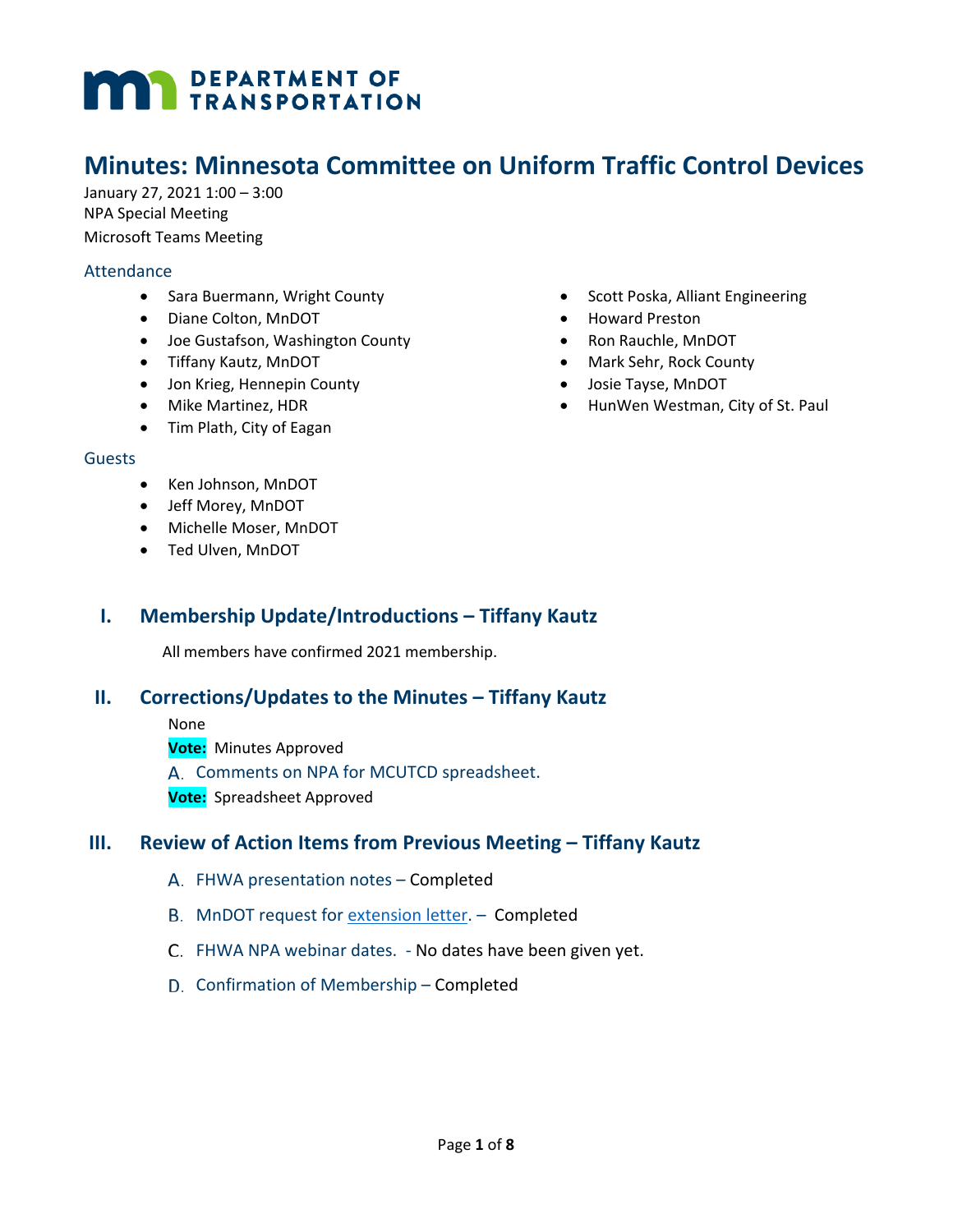DEPARTMENT OF TRANSPORTATION

# Minutes: Minnesota Committee on Uniform Traffic Control Devices

January 27, 2021 1:00 – 3:00
NPA Special Meeting
Microsoft Teams Meeting

### Attendance

- Sara Buermann, Wright County
- Diane Colton, MnDOT
- Joe Gustafson, Washington County
- Tiffany Kautz, MnDOT
- Jon Krieg, Hennepin County
- Mike Martinez, HDR
- Tim Plath, City of Eagan
- Scott Poska, Alliant Engineering
- Howard Preston
- Ron Rauchle, MnDOT
- Mark Sehr, Rock County
- Josie Tayse, MnDOT
- HunWen Westman, City of St. Paul

### Guests

- Ken Johnson, MnDOT
- Jeff Morey, MnDOT
- Michelle Moser, MnDOT
- Ted Ulven, MnDOT

## I. Membership Update/Introductions – Tiffany Kautz

All members have confirmed 2021 membership.

## II. Corrections/Updates to the Minutes – Tiffany Kautz

None

**Vote:** Minutes Approved

A. Comments on NPA for MCUTCD spreadsheet.

**Vote:** Spreadsheet Approved

## III. Review of Action Items from Previous Meeting – Tiffany Kautz

A. FHWA presentation notes – Completed

B. MnDOT request for extension letter. – Completed

C. FHWA NPA webinar dates. - No dates have been given yet.

D. Confirmation of Membership – Completed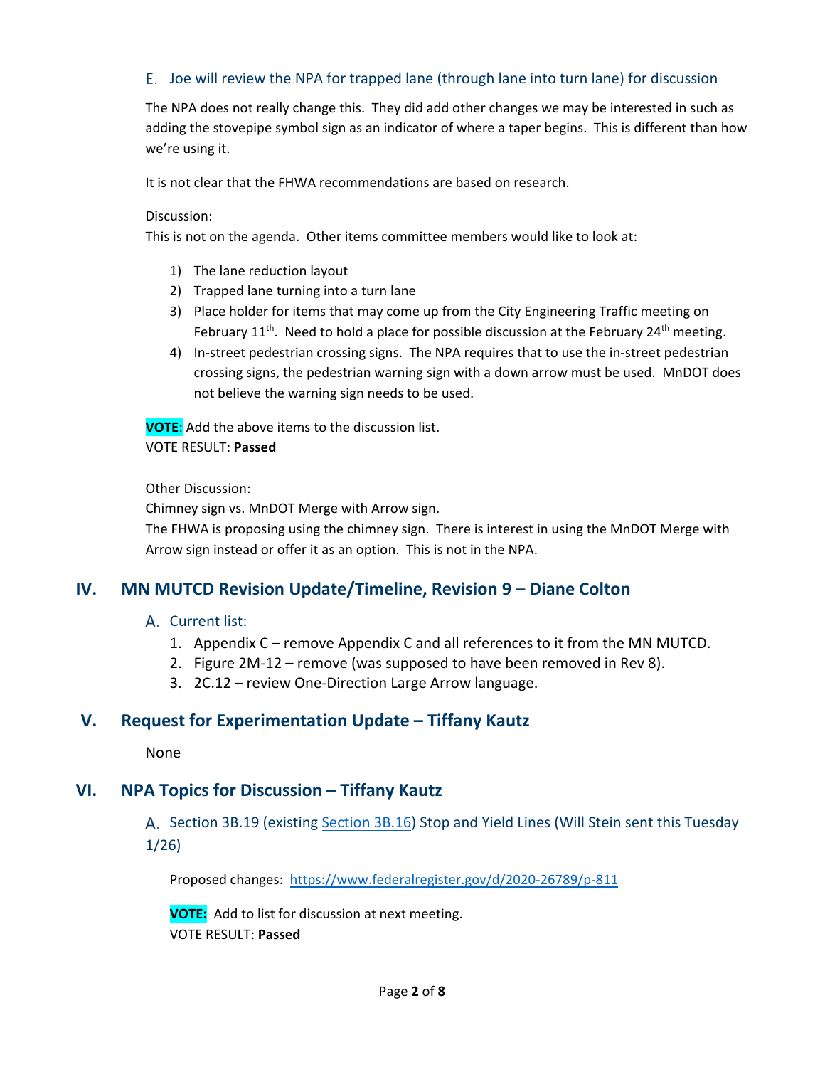### E. Joe will review the NPA for trapped lane (through lane into turn lane) for discussion

The NPA does not really change this. They did add other changes we may be interested in such as adding the stovepipe symbol sign as an indicator of where a taper begins. This is different than how we're using it.

It is not clear that the FHWA recommendations are based on research.

Discussion:
This is not on the agenda. Other items committee members would like to look at:

1) The lane reduction layout
2) Trapped lane turning into a turn lane
3) Place holder for items that may come up from the City Engineering Traffic meeting on February 11th. Need to hold a place for possible discussion at the February 24th meeting.
4) In-street pedestrian crossing signs. The NPA requires that to use the in-street pedestrian crossing signs, the pedestrian warning sign with a down arrow must be used. MnDOT does not believe the warning sign needs to be used.

**VOTE**: Add the above items to the discussion list.
VOTE RESULT: **Passed**

Other Discussion:
Chimney sign vs. MnDOT Merge with Arrow sign.
The FHWA is proposing using the chimney sign. There is interest in using the MnDOT Merge with Arrow sign instead or offer it as an option. This is not in the NPA.

## IV. MN MUTCD Revision Update/Timeline, Revision 9 – Diane Colton

### A. Current list:

1. Appendix C – remove Appendix C and all references to it from the MN MUTCD.
2. Figure 2M-12 – remove (was supposed to have been removed in Rev 8).
3. 2C.12 – review One-Direction Large Arrow language.

## V. Request for Experimentation Update – Tiffany Kautz

None

## VI. NPA Topics for Discussion – Tiffany Kautz

### A. Section 3B.19 (existing Section 3B.16) Stop and Yield Lines (Will Stein sent this Tuesday 1/26)

Proposed changes: https://www.federalregister.gov/d/2020-26789/p-811

**VOTE:** Add to list for discussion at next meeting.
VOTE RESULT: **Passed**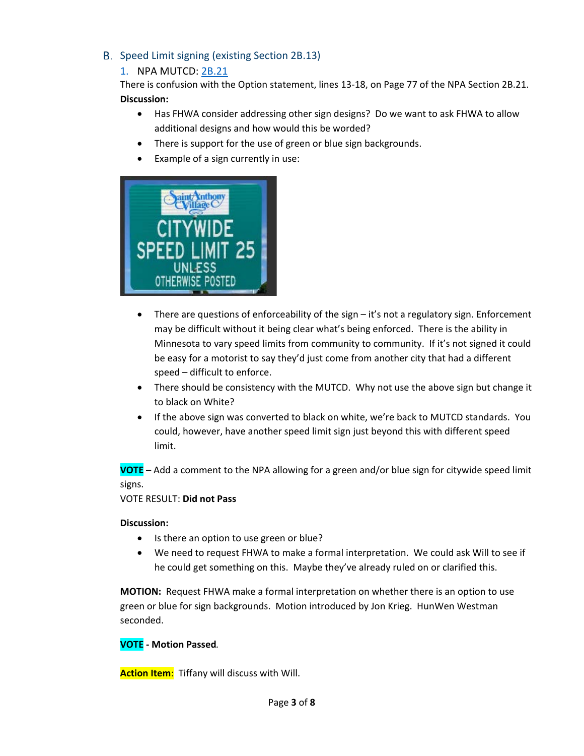## B. Speed Limit signing (existing Section 2B.13)

### 1. NPA MUTCD: 2B.21

There is confusion with the Option statement, lines 13-18, on Page 77 of the NPA Section 2B.21.

**Discussion:**

- Has FHWA consider addressing other sign designs? Do we want to ask FHWA to allow additional designs and how would this be worded?
- There is support for the use of green or blue sign backgrounds.
- Example of a sign currently in use:
- There are questions of enforceability of the sign – it's not a regulatory sign. Enforcement may be difficult without it being clear what's being enforced. There is the ability in Minnesota to vary speed limits from community to community. If it's not signed it could be easy for a motorist to say they'd just come from another city that had a different speed – difficult to enforce.
- There should be consistency with the MUTCD. Why not use the above sign but change it to black on White?
- If the above sign was converted to black on white, we're back to MUTCD standards. You could, however, have another speed limit sign just beyond this with different speed limit.

**VOTE** – Add a comment to the NPA allowing for a green and/or blue sign for citywide speed limit signs.
VOTE RESULT: **Did not Pass**

**Discussion:**

- Is there an option to use green or blue?
- We need to request FHWA to make a formal interpretation. We could ask Will to see if he could get something on this. Maybe they've already ruled on or clarified this.

**MOTION:** Request FHWA make a formal interpretation on whether there is an option to use green or blue for sign backgrounds. Motion introduced by Jon Krieg. HunWen Westman seconded.

**VOTE - Motion Passed**.

**Action Item**: Tiffany will discuss with Will.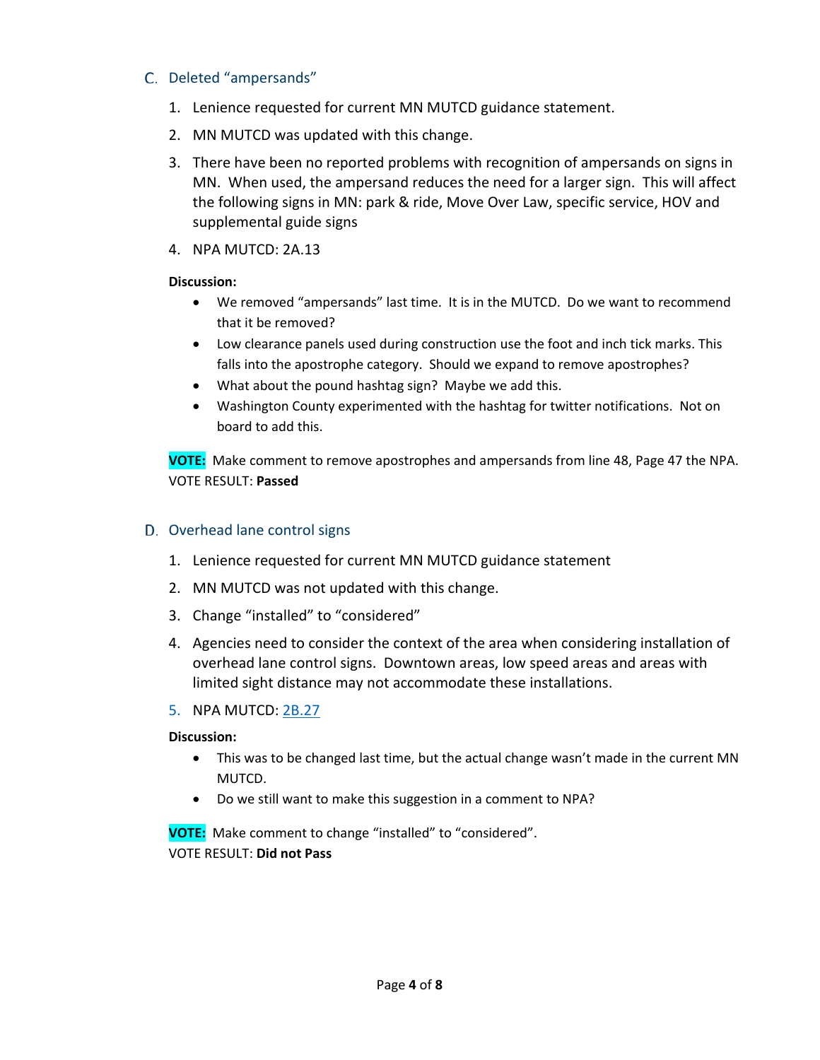## C. Deleted "ampersands"

1. Lenience requested for current MN MUTCD guidance statement.
2. MN MUTCD was updated with this change.
3. There have been no reported problems with recognition of ampersands on signs in MN. When used, the ampersand reduces the need for a larger sign. This will affect the following signs in MN: park & ride, Move Over Law, specific service, HOV and supplemental guide signs
4. NPA MUTCD: 2A.13

**Discussion:**

- We removed "ampersands" last time. It is in the MUTCD. Do we want to recommend that it be removed?
- Low clearance panels used during construction use the foot and inch tick marks. This falls into the apostrophe category. Should we expand to remove apostrophes?
- What about the pound hashtag sign? Maybe we add this.
- Washington County experimented with the hashtag for twitter notifications. Not on board to add this.

**VOTE:** Make comment to remove apostrophes and ampersands from line 48, Page 47 the NPA.
VOTE RESULT: **Passed**

## D. Overhead lane control signs

1. Lenience requested for current MN MUTCD guidance statement
2. MN MUTCD was not updated with this change.
3. Change "installed" to "considered"
4. Agencies need to consider the context of the area when considering installation of overhead lane control signs. Downtown areas, low speed areas and areas with limited sight distance may not accommodate these installations.
5. NPA MUTCD: 2B.27

**Discussion:**

- This was to be changed last time, but the actual change wasn't made in the current MN MUTCD.
- Do we still want to make this suggestion in a comment to NPA?

**VOTE:** Make comment to change "installed" to "considered".
VOTE RESULT: **Did not Pass**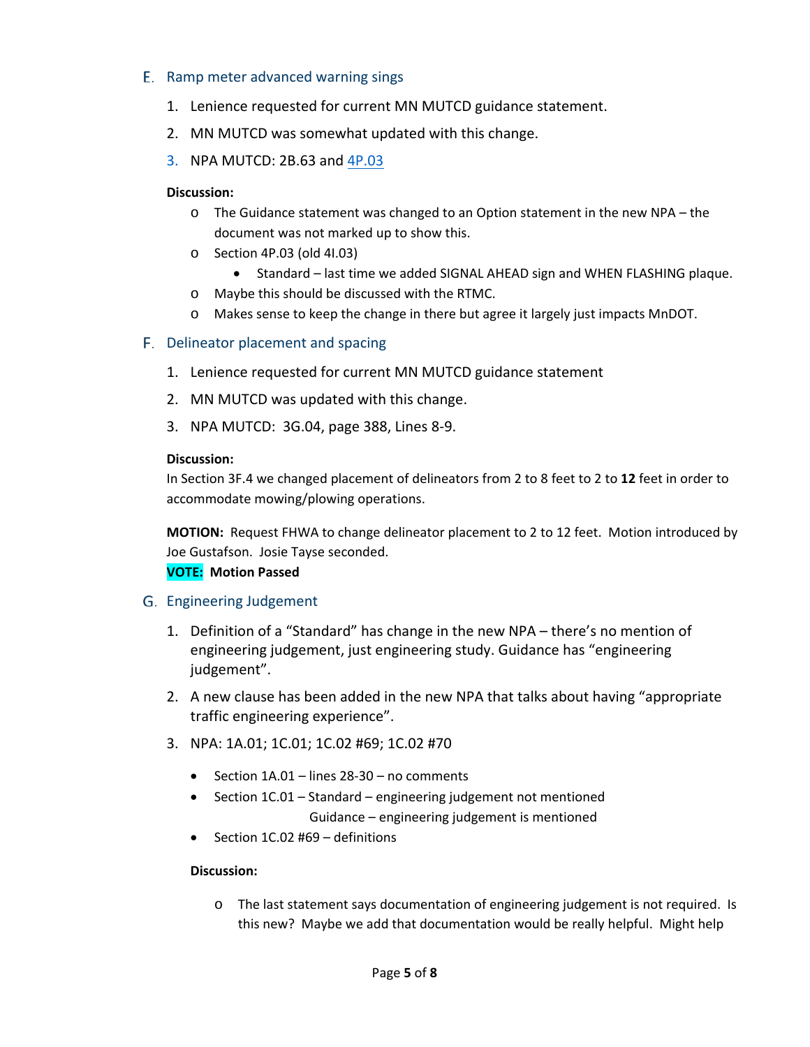## E. Ramp meter advanced warning sings

1. Lenience requested for current MN MUTCD guidance statement.
2. MN MUTCD was somewhat updated with this change.
3. NPA MUTCD: 2B.63 and 4P.03

**Discussion:**

- The Guidance statement was changed to an Option statement in the new NPA – the document was not marked up to show this.
- Section 4P.03 (old 4I.03)
  - Standard – last time we added SIGNAL AHEAD sign and WHEN FLASHING plaque.
- Maybe this should be discussed with the RTMC.
- Makes sense to keep the change in there but agree it largely just impacts MnDOT.

## F. Delineator placement and spacing

1. Lenience requested for current MN MUTCD guidance statement
2. MN MUTCD was updated with this change.
3. NPA MUTCD: 3G.04, page 388, Lines 8-9.

**Discussion:**

In Section 3F.4 we changed placement of delineators from 2 to 8 feet to 2 to **12** feet in order to accommodate mowing/plowing operations.

**MOTION:** Request FHWA to change delineator placement to 2 to 12 feet. Motion introduced by Joe Gustafson. Josie Tayse seconded.

**VOTE:** **Motion Passed**

## G. Engineering Judgement

1. Definition of a "Standard" has change in the new NPA – there's no mention of engineering judgement, just engineering study. Guidance has "engineering judgement".
2. A new clause has been added in the new NPA that talks about having "appropriate traffic engineering experience".
3. NPA: 1A.01; 1C.01; 1C.02 #69; 1C.02 #70
   - Section 1A.01 – lines 28-30 – no comments
   - Section 1C.01 – Standard – engineering judgement not mentioned
     Guidance – engineering judgement is mentioned
   - Section 1C.02 #69 – definitions

   **Discussion:**

   - The last statement says documentation of engineering judgement is not required. Is this new? Maybe we add that documentation would be really helpful. Might help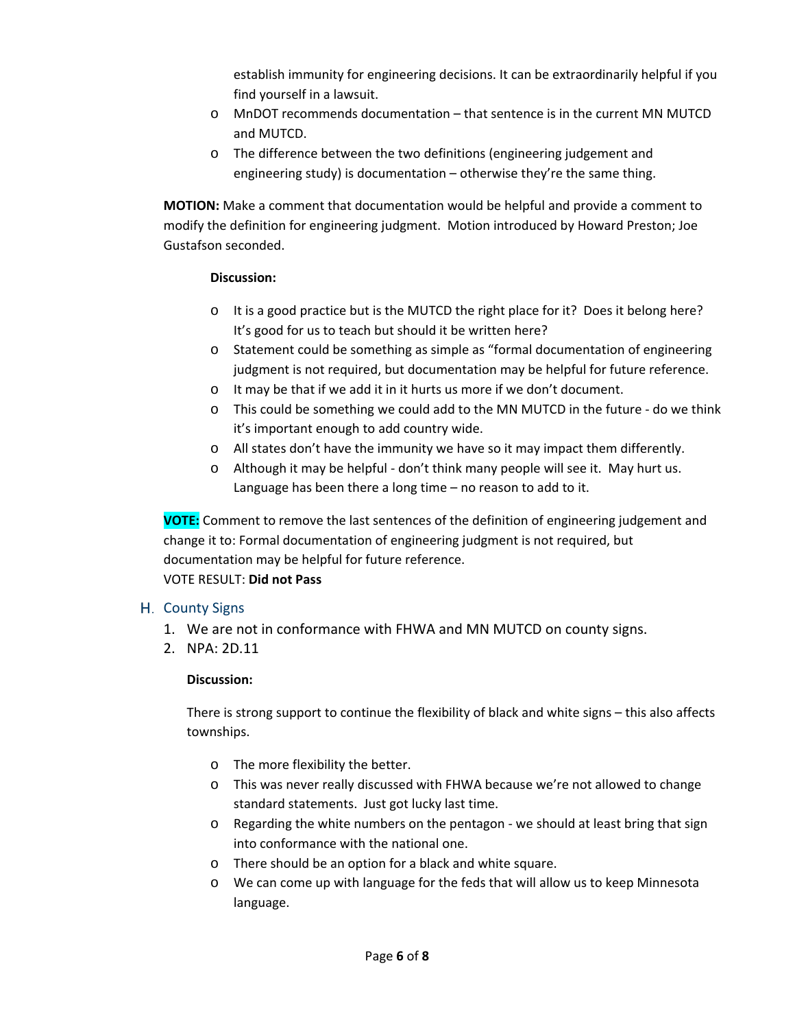establish immunity for engineering decisions. It can be extraordinarily helpful if you find yourself in a lawsuit.
- MnDOT recommends documentation – that sentence is in the current MN MUTCD and MUTCD.
- The difference between the two definitions (engineering judgement and engineering study) is documentation – otherwise they're the same thing.

**MOTION:** Make a comment that documentation would be helpful and provide a comment to modify the definition for engineering judgment. Motion introduced by Howard Preston; Joe Gustafson seconded.

**Discussion:**

- It is a good practice but is the MUTCD the right place for it? Does it belong here? It's good for us to teach but should it be written here?
- Statement could be something as simple as "formal documentation of engineering judgment is not required, but documentation may be helpful for future reference.
- It may be that if we add it in it hurts us more if we don't document.
- This could be something we could add to the MN MUTCD in the future - do we think it's important enough to add country wide.
- All states don't have the immunity we have so it may impact them differently.
- Although it may be helpful - don't think many people will see it. May hurt us. Language has been there a long time – no reason to add to it.

**VOTE:** Comment to remove the last sentences of the definition of engineering judgement and change it to: Formal documentation of engineering judgment is not required, but documentation may be helpful for future reference.
VOTE RESULT: **Did not Pass**

## H. County Signs

1. We are not in conformance with FHWA and MN MUTCD on county signs.
2. NPA: 2D.11

**Discussion:**

There is strong support to continue the flexibility of black and white signs – this also affects townships.

- The more flexibility the better.
- This was never really discussed with FHWA because we're not allowed to change standard statements. Just got lucky last time.
- Regarding the white numbers on the pentagon - we should at least bring that sign into conformance with the national one.
- There should be an option for a black and white square.
- We can come up with language for the feds that will allow us to keep Minnesota language.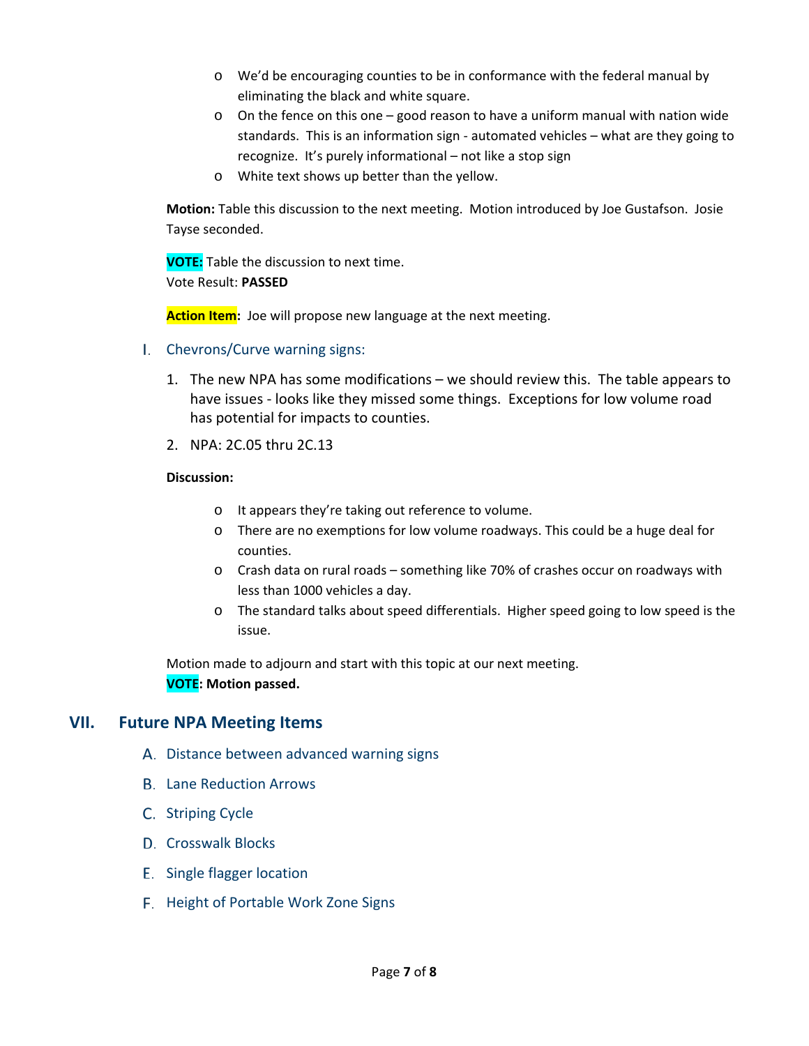- We'd be encouraging counties to be in conformance with the federal manual by eliminating the black and white square.
- On the fence on this one – good reason to have a uniform manual with nation wide standards. This is an information sign - automated vehicles – what are they going to recognize. It's purely informational – not like a stop sign
- White text shows up better than the yellow.

**Motion:** Table this discussion to the next meeting. Motion introduced by Joe Gustafson. Josie Tayse seconded.

**VOTE:** Table the discussion to next time.
Vote Result: **PASSED**

**Action Item:** Joe will propose new language at the next meeting.

### I. Chevrons/Curve warning signs:

1. The new NPA has some modifications – we should review this. The table appears to have issues - looks like they missed some things. Exceptions for low volume road has potential for impacts to counties.
2. NPA: 2C.05 thru 2C.13

**Discussion:**

- It appears they're taking out reference to volume.
- There are no exemptions for low volume roadways. This could be a huge deal for counties.
- Crash data on rural roads – something like 70% of crashes occur on roadways with less than 1000 vehicles a day.
- The standard talks about speed differentials. Higher speed going to low speed is the issue.

Motion made to adjourn and start with this topic at our next meeting.
**VOTE: Motion passed.**

## VII. Future NPA Meeting Items

### A. Distance between advanced warning signs

### B. Lane Reduction Arrows

### C. Striping Cycle

### D. Crosswalk Blocks

### E. Single flagger location

### F. Height of Portable Work Zone Signs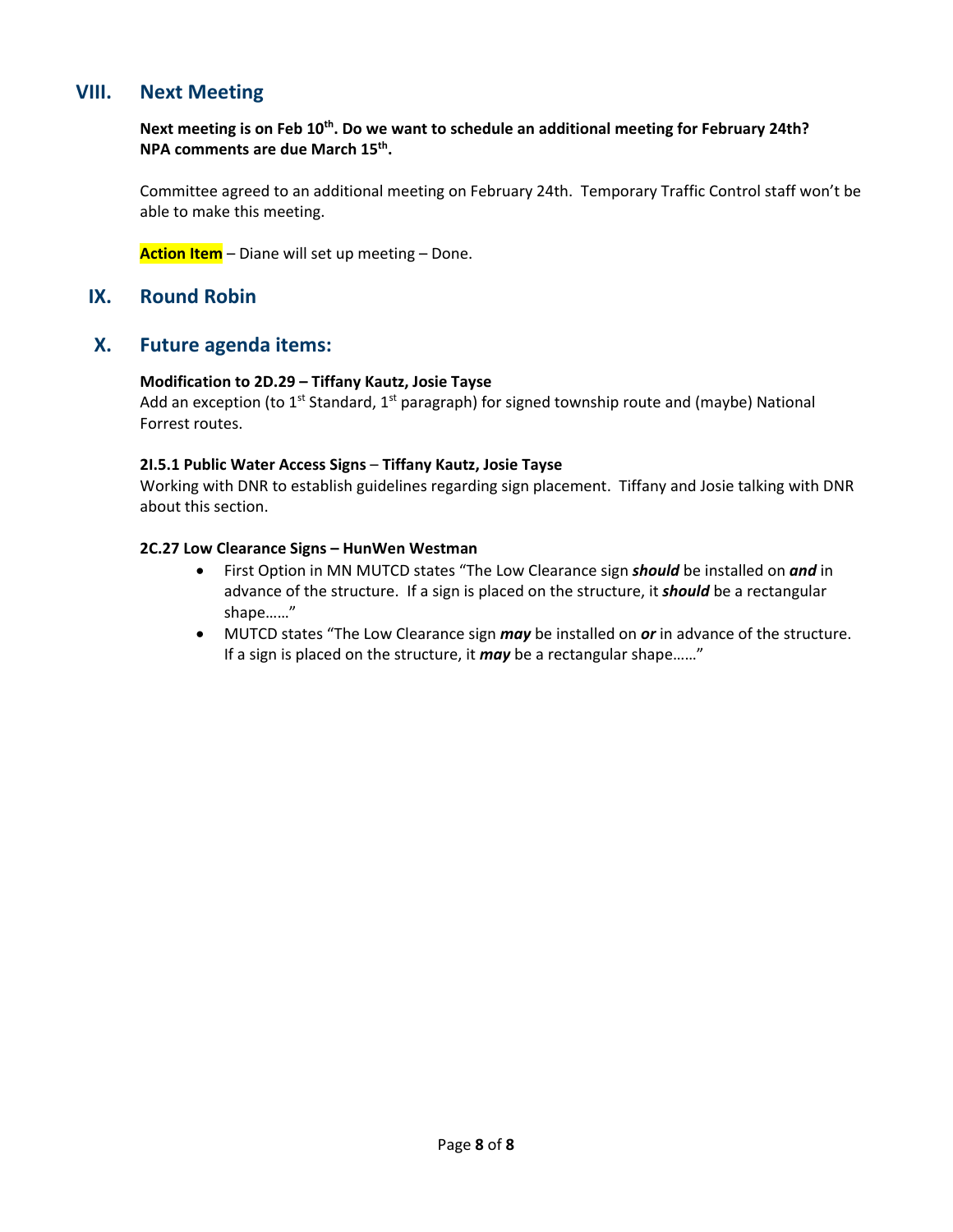## VIII. Next Meeting

**Next meeting is on Feb 10th. Do we want to schedule an additional meeting for February 24th? NPA comments are due March 15th.**

Committee agreed to an additional meeting on February 24th. Temporary Traffic Control staff won't be able to make this meeting.

**Action Item** – Diane will set up meeting – Done.

## IX. Round Robin

## X. Future agenda items:

**Modification to 2D.29 – Tiffany Kautz, Josie Tayse**
Add an exception (to 1st Standard, 1st paragraph) for signed township route and (maybe) National Forrest routes.

**2I.5.1 Public Water Access Signs** – **Tiffany Kautz, Josie Tayse**
Working with DNR to establish guidelines regarding sign placement. Tiffany and Josie talking with DNR about this section.

**2C.27 Low Clearance Signs – HunWen Westman**

- First Option in MN MUTCD states "The Low Clearance sign ***should*** be installed on ***and*** in advance of the structure. If a sign is placed on the structure, it ***should*** be a rectangular shape……"
- MUTCD states "The Low Clearance sign ***may*** be installed on ***or*** in advance of the structure. If a sign is placed on the structure, it ***may*** be a rectangular shape……"